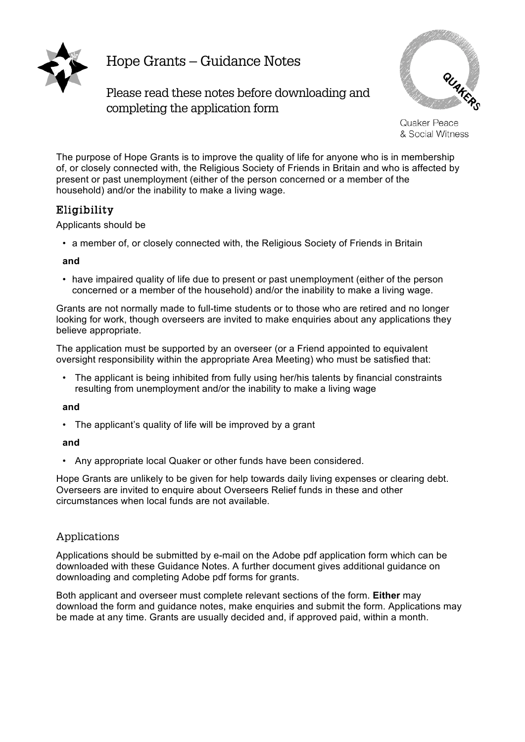# Hope Grants – Guidance Notes

## Please read these notes before downloading and completing the application form

Quaker Peace & Social Witness

The purpose of Hope Grants is to improve the quality of life for anyone who is in membership of, or closely connected with, the Religious Society of Friends in Britain and who is affected by present or past unemployment (either of the person concerned or a member of the household) and/or the inability to make a living wage.

## Eligibility

Applicants should be

- a member of, or closely connected with, the Religious Society of Friends in Britain

**and**

- have impaired quality of life due to present or past unemployment (either of the person concerned or a member of the household) and/or the inability to make a living wage.

Grants are not normally made to full-time students or to those who are retired and no longer looking for work, though overseers are invited to make enquiries about any applications they believe appropriate.

The application must be supported by an overseer (or a Friend appointed to equivalent oversight responsibility within the appropriate Area Meeting) who must be satisfied that:

- The applicant is being inhibited from fully using her/his talents by financial constraints resulting from unemployment and/or the inability to make a living wage

**and**

- The applicant's quality of life will be improved by a grant

**and**

- Any appropriate local Quaker or other funds have been considered.

Hope Grants are unlikely to be given for help towards daily living expenses or clearing debt. Overseers are invited to enquire about Overseers Relief funds in these and other circumstances when local funds are not available.

## Applications

Applications should be submitted by e-mail on the Adobe pdf application form which can be downloaded with these Guidance Notes. A further document gives additional guidance on downloading and completing Adobe pdf forms for grants.

Both applicant and overseer must complete relevant sections of the form. **Either** may download the form and guidance notes, make enquiries and submit the form. Applications may be made at any time. Grants are usually decided and, if approved paid, within a month.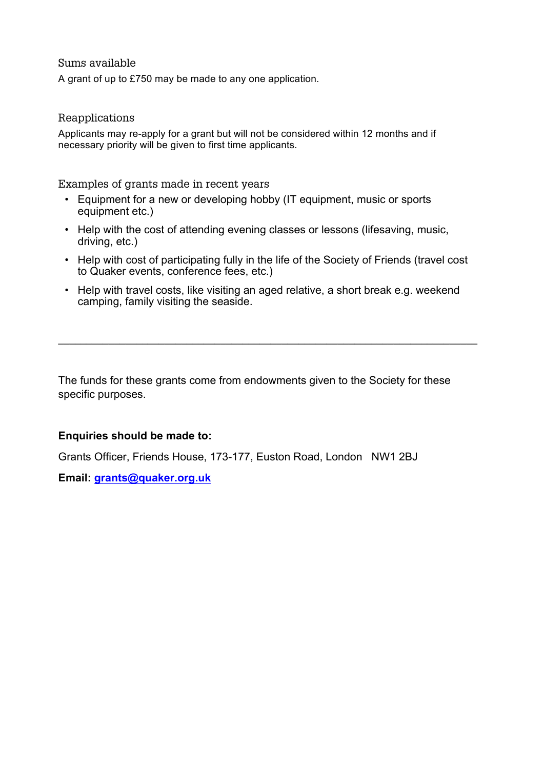## Sums available

A grant of up to £750 may be made to any one application.

## Reapplications

Applicants may re-apply for a grant but will not be considered within 12 months and if necessary priority will be given to first time applicants.

## Examples of grants made in recent years

- Equipment for a new or developing hobby (IT equipment, music or sports equipment etc.)
- Help with the cost of attending evening classes or lessons (lifesaving, music, driving, etc.)
- Help with cost of participating fully in the life of the Society of Friends (travel cost to Quaker events, conference fees, etc.)
- Help with travel costs, like visiting an aged relative, a short break e.g. weekend camping, family visiting the seaside.

---

The funds for these grants come from endowments given to the Society for these specific purposes.

**Enquiries should be made to:**

Grants Officer, Friends House, 173-177, Euston Road, London NW1 2BJ

**Email: grants@quaker.org.uk**